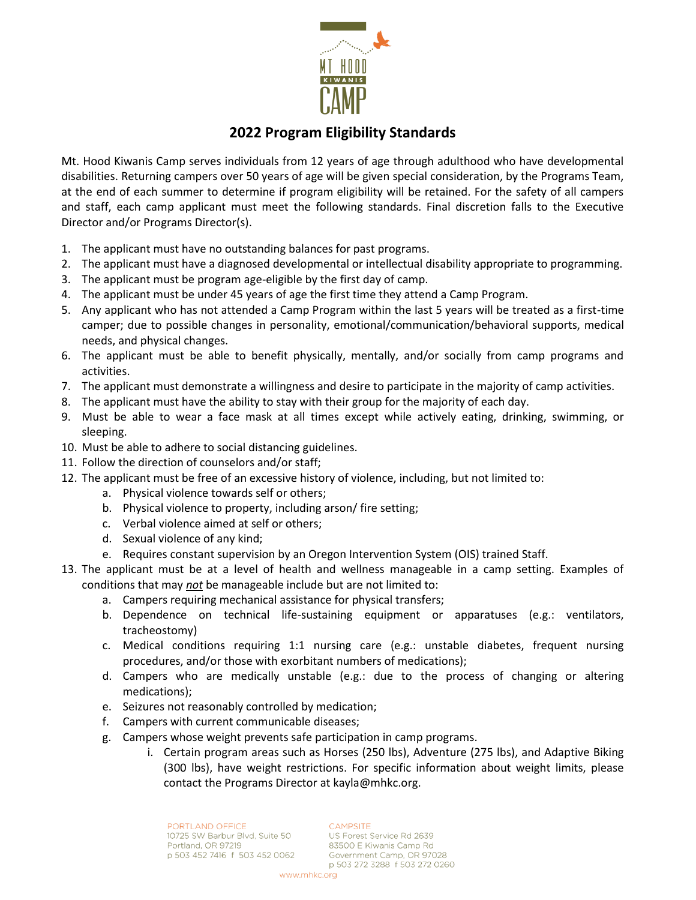# 2022 Program Eligibility Standards

Mt. Hood Kiwanis Camp serves individuals from 12 years of age through adulthood who have developmental disabilities. Returning campers over 50 years of age will be given special consideration, by the Programs Team, at the end of each summer to determine if program eligibility will be retained. For the safety of all campers and staff, each camp applicant must meet the following standards. Final discretion falls to the Executive Director and/or Programs Director(s).

1. The applicant must have no outstanding balances for past programs.
2. The applicant must have a diagnosed developmental or intellectual disability appropriate to programming.
3. The applicant must be program age-eligible by the first day of camp.
4. The applicant must be under 45 years of age the first time they attend a Camp Program.
5. Any applicant who has not attended a Camp Program within the last 5 years will be treated as a first-time camper; due to possible changes in personality, emotional/communication/behavioral supports, medical needs, and physical changes.
6. The applicant must be able to benefit physically, mentally, and/or socially from camp programs and activities.
7. The applicant must demonstrate a willingness and desire to participate in the majority of camp activities.
8. The applicant must have the ability to stay with their group for the majority of each day.
9. Must be able to wear a face mask at all times except while actively eating, drinking, swimming, or sleeping.
10. Must be able to adhere to social distancing guidelines.
11. Follow the direction of counselors and/or staff;
12. The applicant must be free of an excessive history of violence, including, but not limited to:
    a. Physical violence towards self or others;
    b. Physical violence to property, including arson/ fire setting;
    c. Verbal violence aimed at self or others;
    d. Sexual violence of any kind;
    e. Requires constant supervision by an Oregon Intervention System (OIS) trained Staff.
13. The applicant must be at a level of health and wellness manageable in a camp setting. Examples of conditions that may ***not*** be manageable include but are not limited to:
    a. Campers requiring mechanical assistance for physical transfers;
    b. Dependence on technical life-sustaining equipment or apparatuses (e.g.: ventilators, tracheostomy)
    c. Medical conditions requiring 1:1 nursing care (e.g.: unstable diabetes, frequent nursing procedures, and/or those with exorbitant numbers of medications);
    d. Campers who are medically unstable (e.g.: due to the process of changing or altering medications);
    e. Seizures not reasonably controlled by medication;
    f. Campers with current communicable diseases;
    g. Campers whose weight prevents safe participation in camp programs.
        i. Certain program areas such as Horses (250 lbs), Adventure (275 lbs), and Adaptive Biking (300 lbs), have weight restrictions. For specific information about weight limits, please contact the Programs Director at kayla@mhkc.org.

PORTLAND OFFICE
10725 SW Barbur Blvd, Suite 50
Portland, OR 97219
p 503 452 7416 f 503 452 0062

CAMPSITE
US Forest Service Rd 2639
83500 E Kiwanis Camp Rd
Government Camp, OR 97028
p 503 272 3288 f 503 272 0260

www.mhkc.org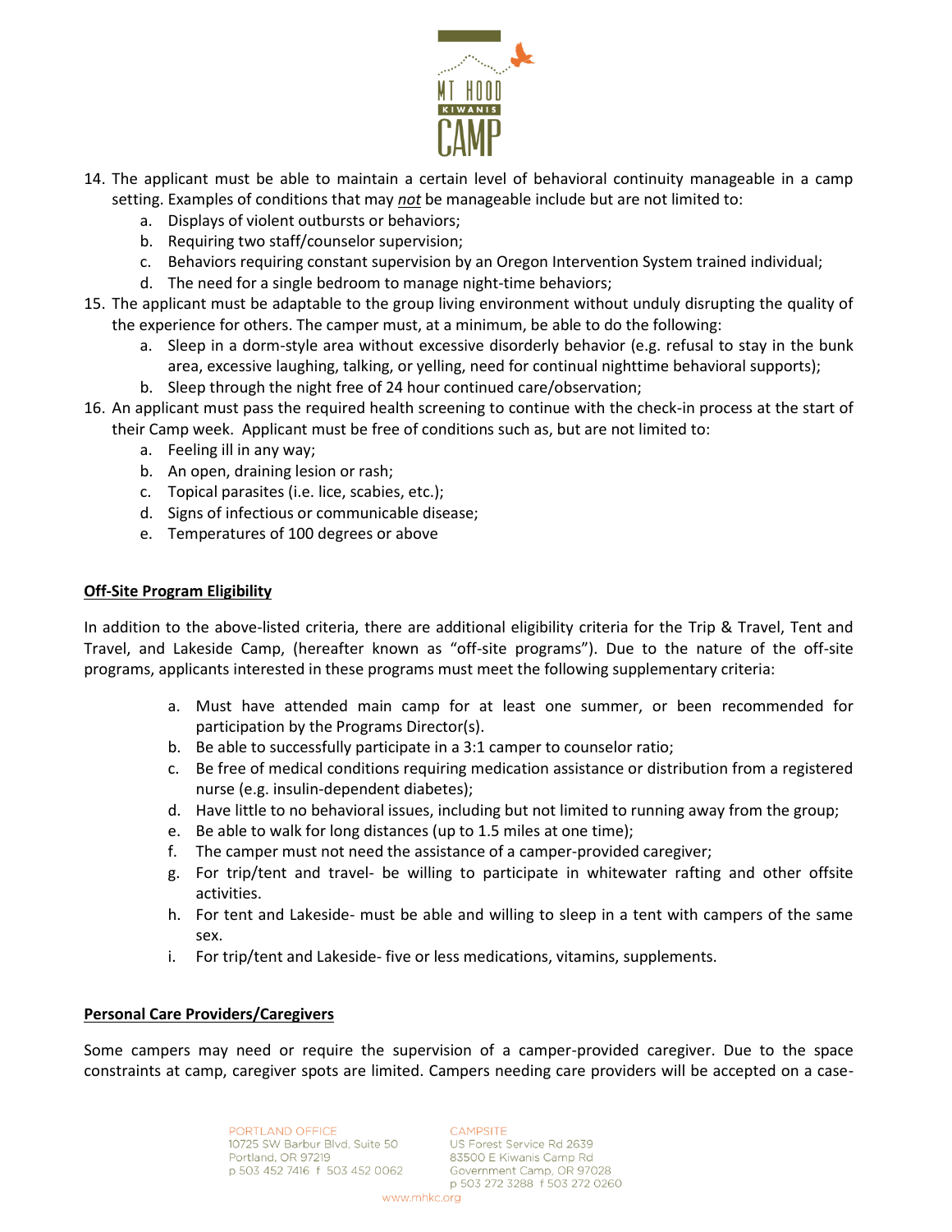14. The applicant must be able to maintain a certain level of behavioral continuity manageable in a camp setting. Examples of conditions that may ***not*** be manageable include but are not limited to:
    a. Displays of violent outbursts or behaviors;
    b. Requiring two staff/counselor supervision;
    c. Behaviors requiring constant supervision by an Oregon Intervention System trained individual;
    d. The need for a single bedroom to manage night-time behaviors;
15. The applicant must be adaptable to the group living environment without unduly disrupting the quality of the experience for others. The camper must, at a minimum, be able to do the following:
    a. Sleep in a dorm-style area without excessive disorderly behavior (e.g. refusal to stay in the bunk area, excessive laughing, talking, or yelling, need for continual nighttime behavioral supports);
    b. Sleep through the night free of 24 hour continued care/observation;
16. An applicant must pass the required health screening to continue with the check-in process at the start of their Camp week. Applicant must be free of conditions such as, but are not limited to:
    a. Feeling ill in any way;
    b. An open, draining lesion or rash;
    c. Topical parasites (i.e. lice, scabies, etc.);
    d. Signs of infectious or communicable disease;
    e. Temperatures of 100 degrees or above

**Off-Site Program Eligibility**

In addition to the above-listed criteria, there are additional eligibility criteria for the Trip & Travel, Tent and Travel, and Lakeside Camp, (hereafter known as "off-site programs"). Due to the nature of the off-site programs, applicants interested in these programs must meet the following supplementary criteria:

a. Must have attended main camp for at least one summer, or been recommended for participation by the Programs Director(s).
b. Be able to successfully participate in a 3:1 camper to counselor ratio;
c. Be free of medical conditions requiring medication assistance or distribution from a registered nurse (e.g. insulin-dependent diabetes);
d. Have little to no behavioral issues, including but not limited to running away from the group;
e. Be able to walk for long distances (up to 1.5 miles at one time);
f. The camper must not need the assistance of a camper-provided caregiver;
g. For trip/tent and travel- be willing to participate in whitewater rafting and other offsite activities.
h. For tent and Lakeside- must be able and willing to sleep in a tent with campers of the same sex.
i. For trip/tent and Lakeside- five or less medications, vitamins, supplements.

**Personal Care Providers/Caregivers**

Some campers may need or require the supervision of a camper-provided caregiver. Due to the space constraints at camp, caregiver spots are limited. Campers needing care providers will be accepted on a case-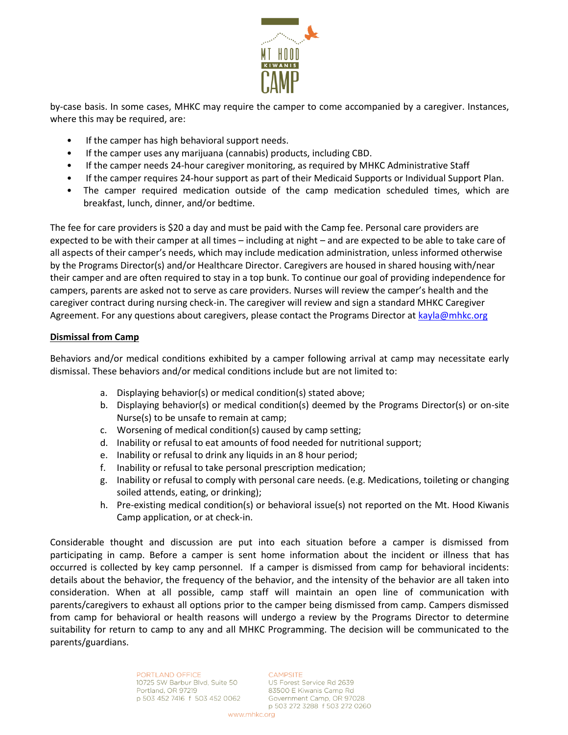by-case basis. In some cases, MHKC may require the camper to come accompanied by a caregiver. Instances, where this may be required, are:

- If the camper has high behavioral support needs.
- If the camper uses any marijuana (cannabis) products, including CBD.
- If the camper needs 24-hour caregiver monitoring, as required by MHKC Administrative Staff
- If the camper requires 24-hour support as part of their Medicaid Supports or Individual Support Plan.
- The camper required medication outside of the camp medication scheduled times, which are breakfast, lunch, dinner, and/or bedtime.

The fee for care providers is $20 a day and must be paid with the Camp fee. Personal care providers are expected to be with their camper at all times – including at night – and are expected to be able to take care of all aspects of their camper's needs, which may include medication administration, unless informed otherwise by the Programs Director(s) and/or Healthcare Director. Caregivers are housed in shared housing with/near their camper and are often required to stay in a top bunk. To continue our goal of providing independence for campers, parents are asked not to serve as care providers. Nurses will review the camper's health and the caregiver contract during nursing check-in. The caregiver will review and sign a standard MHKC Caregiver Agreement. For any questions about caregivers, please contact the Programs Director at kayla@mhkc.org

**Dismissal from Camp**

Behaviors and/or medical conditions exhibited by a camper following arrival at camp may necessitate early dismissal. These behaviors and/or medical conditions include but are not limited to:

a. Displaying behavior(s) or medical condition(s) stated above;
b. Displaying behavior(s) or medical condition(s) deemed by the Programs Director(s) or on-site Nurse(s) to be unsafe to remain at camp;
c. Worsening of medical condition(s) caused by camp setting;
d. Inability or refusal to eat amounts of food needed for nutritional support;
e. Inability or refusal to drink any liquids in an 8 hour period;
f. Inability or refusal to take personal prescription medication;
g. Inability or refusal to comply with personal care needs. (e.g. Medications, toileting or changing soiled attends, eating, or drinking);
h. Pre-existing medical condition(s) or behavioral issue(s) not reported on the Mt. Hood Kiwanis Camp application, or at check-in.

Considerable thought and discussion are put into each situation before a camper is dismissed from participating in camp. Before a camper is sent home information about the incident or illness that has occurred is collected by key camp personnel. If a camper is dismissed from camp for behavioral incidents: details about the behavior, the frequency of the behavior, and the intensity of the behavior are all taken into consideration. When at all possible, camp staff will maintain an open line of communication with parents/caregivers to exhaust all options prior to the camper being dismissed from camp. Campers dismissed from camp for behavioral or health reasons will undergo a review by the Programs Director to determine suitability for return to camp to any and all MHKC Programming. The decision will be communicated to the parents/guardians.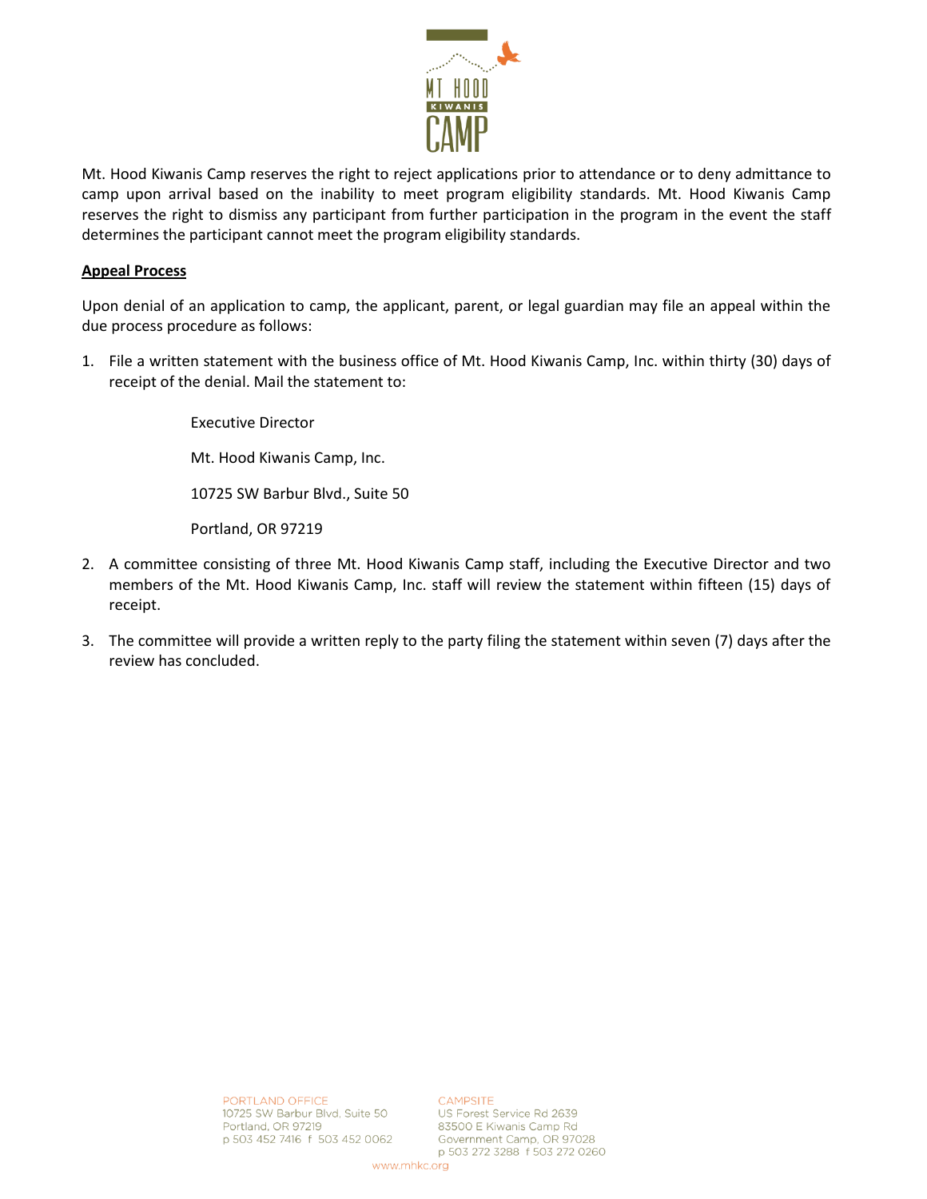Mt. Hood Kiwanis Camp reserves the right to reject applications prior to attendance or to deny admittance to camp upon arrival based on the inability to meet program eligibility standards. Mt. Hood Kiwanis Camp reserves the right to dismiss any participant from further participation in the program in the event the staff determines the participant cannot meet the program eligibility standards.

**Appeal Process**

Upon denial of an application to camp, the applicant, parent, or legal guardian may file an appeal within the due process procedure as follows:

1. File a written statement with the business office of Mt. Hood Kiwanis Camp, Inc. within thirty (30) days of receipt of the denial. Mail the statement to:

   Executive Director

   Mt. Hood Kiwanis Camp, Inc.

   10725 SW Barbur Blvd., Suite 50

   Portland, OR 97219

2. A committee consisting of three Mt. Hood Kiwanis Camp staff, including the Executive Director and two members of the Mt. Hood Kiwanis Camp, Inc. staff will review the statement within fifteen (15) days of receipt.

3. The committee will provide a written reply to the party filing the statement within seven (7) days after the review has concluded.